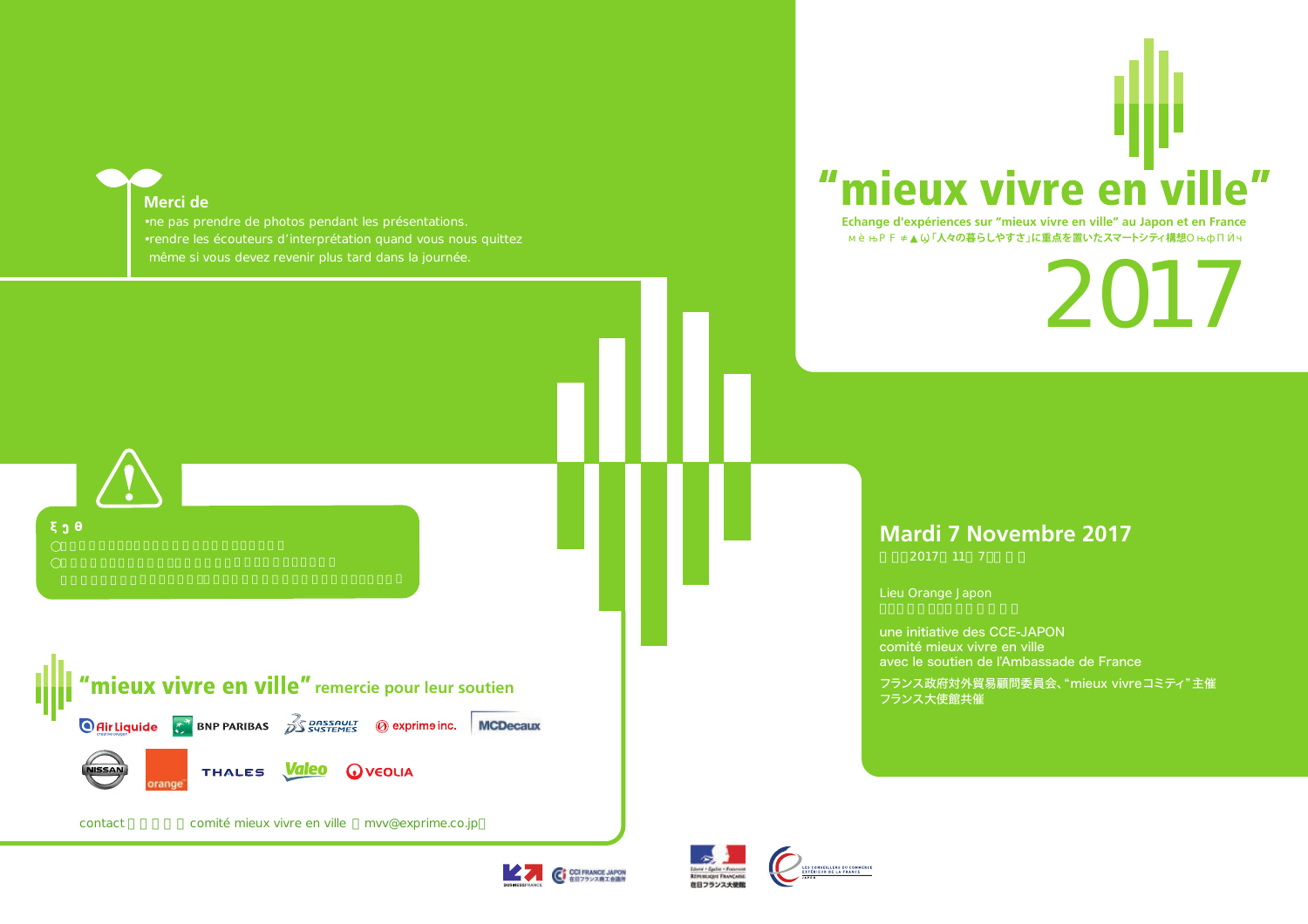# "mieux vivre en ville"

**Echange d'expériences sur "mieux vivre en ville" au Japon et en France**

「人々の暮らしやすさ」に重点を置いたスマートシティ構想

# 2017

**Merci de**

- ne pas prendre de photos pendant les présentations.
- rendre les écouteurs d'interprétation quand vous nous quittez même si vous devez revenir plus tard dans la journée.

## Mardi 7 Novembre 2017

2017 11 7

Lieu Orange Japon

une initiative des CCE-JAPON
comité mieux vivre en ville
avec le soutien de l'Ambassade de France

フランス政府対外貿易顧問委員会、"mieux vivreコミティ"主催
フランス大使館共催

**"mieux vivre en ville" remercie pour leur soutien**

Air Liquide, BNP PARIBAS, DASSAULT SYSTEMES, exprime inc., MCDecaux, NISSAN, orange, THALES, Valeo, VEOLIA

contact comité mieux vivre en ville mvv@exprime.co.jp

BUSINESS FRANCE, CCI FRANCE JAPON 在日フランス商工会議所, République Française 在日フランス大使館, Les Conseillers du Commerce Extérieur de la France Japon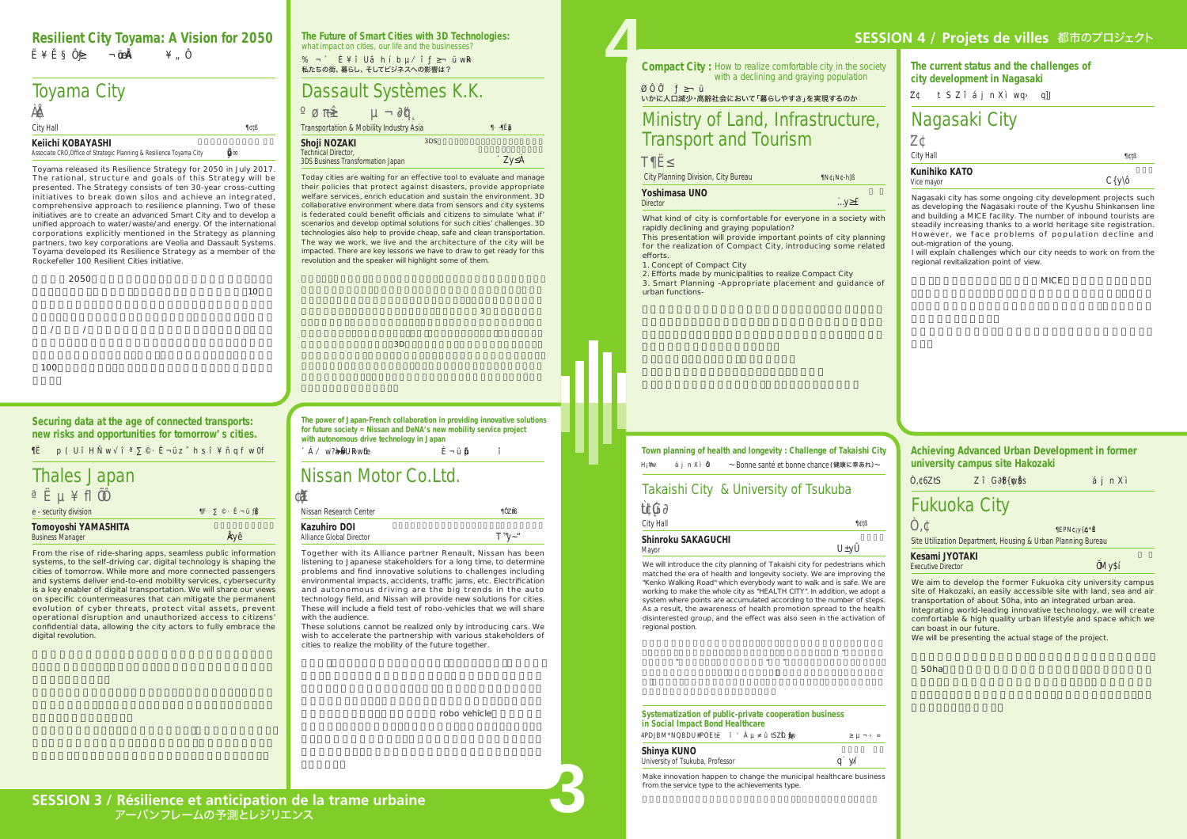# SESSION 3 / Résilience et anticipation de la trame urbaine アーバンフレームの予測とレジリエンス

## Resilient City Toyama: A Vision for 2050

### Toyama City

City Hall

**Keiichi KOBAYASHI**
Associate CRO,Office of Strategic Planning & Resilience Toyama City

Toyama released its Resilience Strategy for 2050 in July 2017. The rational, structure and goals of this Strategy will be presented. The Strategy consists of ten 30-year cross-cutting initiatives to break down silos and achieve an integrated, comprehensive approach to resilience planning. Two of these initiatives are to create an advanced Smart City and to develop a unified approach to water/waste/and energy. Of the international corporations explicitly mentioned in the Strategy as planning partners, two key corporations are Veolia and Dassault Systems. Toyama developed its Resilience Strategy as a member of the Rockefeller 100 Resilient Cities initiative.

## Securing data at the age of connected transports: new risks and opportunities for tomorrow's cities.

### Thales Japan

e - security division

**Tomoyoshi YAMASHITA**
Business Manager

From the rise of ride-sharing apps, seamless public information systems, to the self-driving car, digital technology is shaping the cities of tomorrow. While more and more connected passengers and systems deliver end-to-end mobility services, cybersecurity is a key enabler of digital transportation. We will share our views on specific countermeasures that can mitigate the permanent evolution of cyber threats, protect vital assets, prevent operational disruption and unauthorized access to citizens' confidential data, allowing the city actors to fully embrace the digital revolution.

## The Future of Smart Cities with 3D Technologies:
what impact on cities, our life and the businesses?

私たちの街、暮らし、そしてビジネスへの影響は？

### Dassault Systèmes K.K.

Transportation & Mobility Industry Asia

**Shoji NOZAKI**
Technical Director,
3DS Business Transformation Japan

Today cities are waiting for an effective tool to evaluate and manage their policies that protect against disasters, provide appropriate welfare services, enrich education and sustain the environment. 3D collaborative environment where data from sensors and city systems is federated could benefit officials and citizens to simulate 'what if' scenarios and develop optimal solutions for such cities' challenges. 3D technologies also help to provide cheap, safe and clean transportation. The way we work, we live and the architecture of the city will be impacted. There are key lessons we have to draw to get ready for this revolution and the speaker will highlight some of them.

## The power of Japan-French collaboration in providing innovative solutions for future society = Nissan and DeNA's new mobility service project with autonomous drive technology in Japan

### Nissan Motor Co.Ltd.

Nissan Research Center

**Kazuhiro DOI**
Alliance Global Director

Together with its Alliance partner Renault, Nissan has been listening to Japanese stakeholders for a long time, to determine problems and find innovative solutions to challenges including environmental impacts, accidents, traffic jams, etc. Electrification and autonomous driving are the big trends in the auto technology field, and Nissan will provide new solutions for cities. These will include a field test of robo-vehicles that we will share with the audience.

These solutions cannot be realized only by introducing cars. We wish to accelerate the partnership with various stakeholders of cities to realize the mobility of the future together.

# SESSION 4 / Projets de villes 都市のプロジェクト

## Compact City : How to realize comfortable city in the society with a declining and graying population

いかに人口減少・高齢社会において「暮らしやすさ」を実現するのか

### Ministry of Land, Infrastructure, Transport and Tourism

City Planning Division, City Bureau

**Yoshimasa UNO**
Director

What kind of city is comfortable for everyone in a society with rapidly declining and graying population?

This presentation will provide important points of city planning for the realization of Compact City, introducing some related efforts.

1. Concept of Compact City
2. Efforts made by municipalities to realize Compact City
3. Smart Planning -Appropriate placement and guidance of urban functions-

## Town planning of health and longevity : Challenge of Takaishi City

～Bonne santé et bonne chance (健康に幸あれ)～

### Takaishi City & University of Tsukuba

City Hall

**Shinroku SAKAGUCHI**
Mayor

We will introduce the city planning of Takaishi city for residents which matched the era of health and longevity society. We are improving the "Kenko Walking Road" which everybody want to walk and is safe. We are working to make the whole city as "HEALTH CITY". In addition, we adopt a system where points are accumulated according to the number of steps. As a result, the awareness of health promotion spread to the health disinterested group, and the effect was also seen in the activation of regional postion.

## Systematization of public-private cooperation business in Social Impact Bond Healthcare

**Shinya KUNO**
University of Tsukuba, Professor

Make innovation happen to change the municipal healthcare business from the service type to the achievements type.

## The current status and the challenges of city development in Nagasaki

### Nagasaki City

City Hall

**Kunihiko KATO**
Vice mayor

Nagasaki city has some ongoing city development projects such as developing the Nagasaki route of the Kyushu Shinkansen line and building a MICE facility. The number of inbound tourists are steadily increasing thanks to a world heritage site registration. However, we face problems of population decline and out-migration of the young.

I will explain challenges which our city needs to work on from the regional revitalization point of view.

## Achieving Advanced Urban Development in former university campus site Hakozaki

### Fukuoka City

Site Utilization Department, Housing & Urban Planning Bureau

**Kesami JYOTAKI**
Executive Director

We aim to develop the former Fukuoka city university campus site of Hakozaki, an easily accessible site with land, sea and air transportation of about 50ha, into an integrated urban area. Integrating world-leading innovative technology, we will create comfortable & high quality urban lifestyle and space which we can boast in our future.

We will be presenting the actual stage of the project.